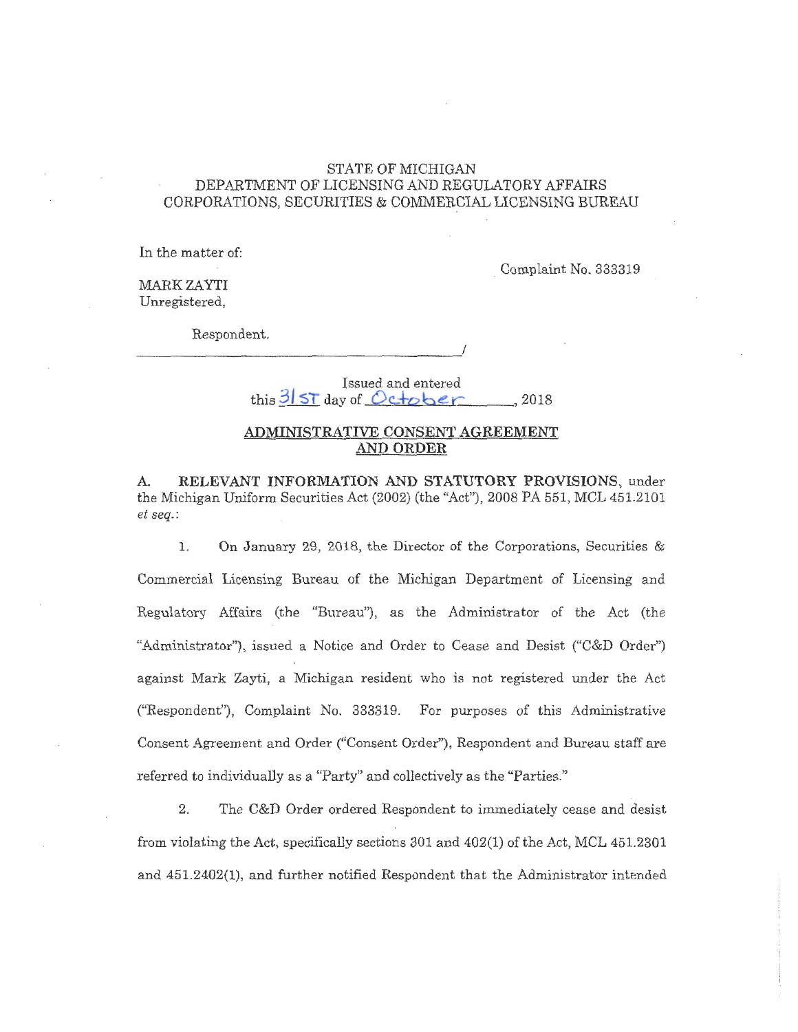STATE OF MICHIGAN
DEPARTMENT OF LICENSING AND REGULATORY AFFAIRS
CORPORATIONS, SECURITIES & COMMERCIAL LICENSING BUREAU

In the matter of:

Complaint No. 333319

MARK ZAYTI
Unregistered,

Respondent.
_______________________________________/

Issued and entered
this 31ST day of October, 2018

## ADMINISTRATIVE CONSENT AGREEMENT AND ORDER

**A. RELEVANT INFORMATION AND STATUTORY PROVISIONS**, under the Michigan Uniform Securities Act (2002) (the "Act"), 2008 PA 551, MCL 451.2101 *et seq.*:

1. On January 29, 2018, the Director of the Corporations, Securities & Commercial Licensing Bureau of the Michigan Department of Licensing and Regulatory Affairs (the "Bureau"), as the Administrator of the Act (the "Administrator"), issued a Notice and Order to Cease and Desist ("C&D Order") against Mark Zayti, a Michigan resident who is not registered under the Act ("Respondent"), Complaint No. 333319. For purposes of this Administrative Consent Agreement and Order ("Consent Order"), Respondent and Bureau staff are referred to individually as a "Party" and collectively as the "Parties."

2. The C&D Order ordered Respondent to immediately cease and desist from violating the Act, specifically sections 301 and 402(1) of the Act, MCL 451.2301 and 451.2402(1), and further notified Respondent that the Administrator intended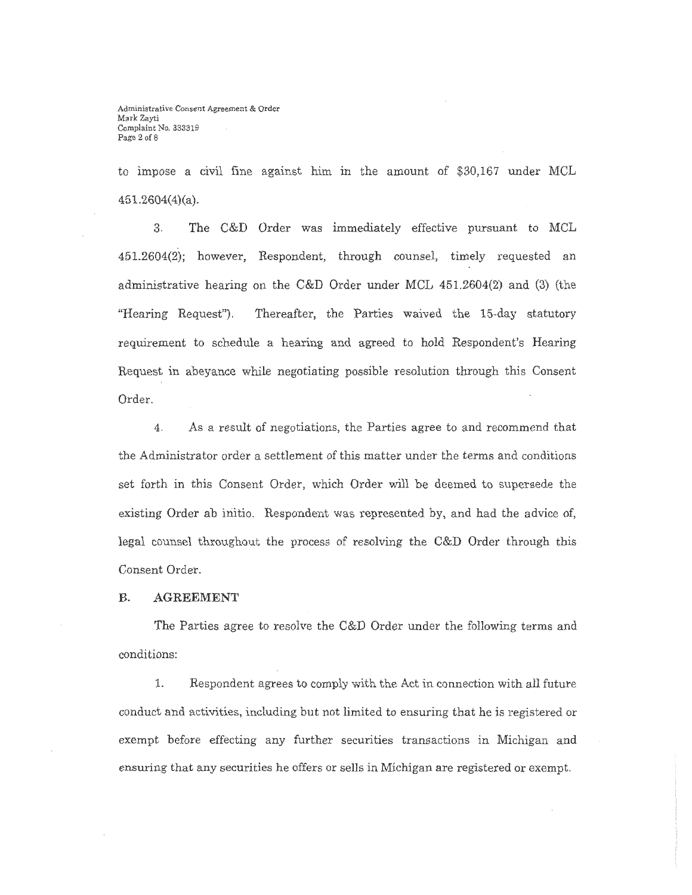to impose a civil fine against him in the amount of $30,167 under MCL 451.2604(4)(a).

3. The C&D Order was immediately effective pursuant to MCL 451.2604(2); however, Respondent, through counsel, timely requested an administrative hearing on the C&D Order under MCL 451.2604(2) and (3) (the "Hearing Request"). Thereafter, the Parties waived the 15-day statutory requirement to schedule a hearing and agreed to hold Respondent's Hearing Request in abeyance while negotiating possible resolution through this Consent Order.

4. As a result of negotiations, the Parties agree to and recommend that the Administrator order a settlement of this matter under the terms and conditions set forth in this Consent Order, which Order will be deemed to supersede the existing Order ab initio. Respondent was represented by, and had the advice of, legal counsel throughout the process of resolving the C&D Order through this Consent Order.

## B. AGREEMENT

The Parties agree to resolve the C&D Order under the following terms and conditions:

1. Respondent agrees to comply with the Act in connection with all future conduct and activities, including but not limited to ensuring that he is registered or exempt before effecting any further securities transactions in Michigan and ensuring that any securities he offers or sells in Michigan are registered or exempt.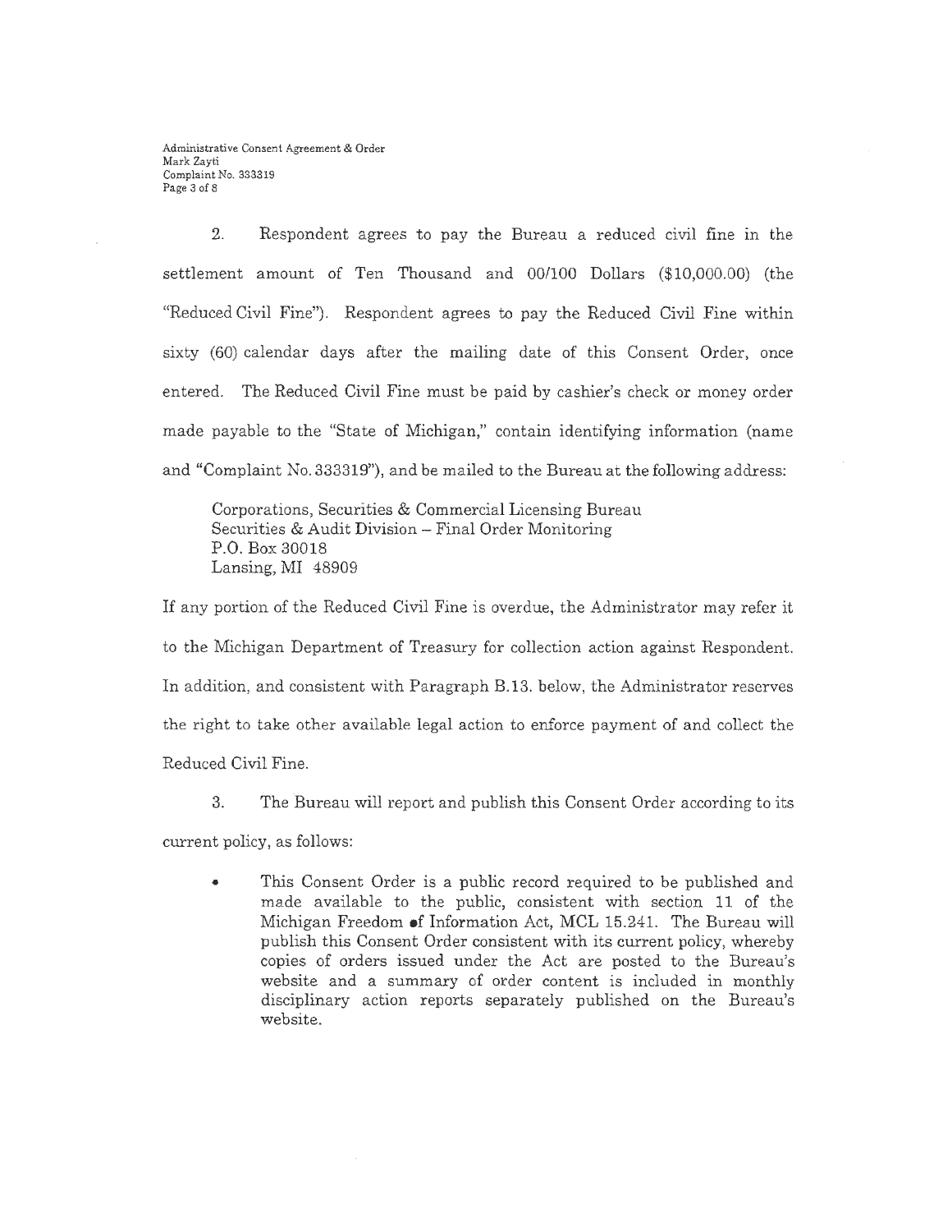2. Respondent agrees to pay the Bureau a reduced civil fine in the settlement amount of Ten Thousand and 00/100 Dollars ($10,000.00) (the "Reduced Civil Fine"). Respondent agrees to pay the Reduced Civil Fine within sixty (60) calendar days after the mailing date of this Consent Order, once entered. The Reduced Civil Fine must be paid by cashier's check or money order made payable to the "State of Michigan," contain identifying information (name and "Complaint No. 333319"), and be mailed to the Bureau at the following address:

Corporations, Securities & Commercial Licensing Bureau
Securities & Audit Division – Final Order Monitoring
P.O. Box 30018
Lansing, MI 48909

If any portion of the Reduced Civil Fine is overdue, the Administrator may refer it to the Michigan Department of Treasury for collection action against Respondent. In addition, and consistent with Paragraph B.13. below, the Administrator reserves the right to take other available legal action to enforce payment of and collect the Reduced Civil Fine.

3. The Bureau will report and publish this Consent Order according to its current policy, as follows:

- This Consent Order is a public record required to be published and made available to the public, consistent with section 11 of the Michigan Freedom of Information Act, MCL 15.241. The Bureau will publish this Consent Order consistent with its current policy, whereby copies of orders issued under the Act are posted to the Bureau's website and a summary of order content is included in monthly disciplinary action reports separately published on the Bureau's website.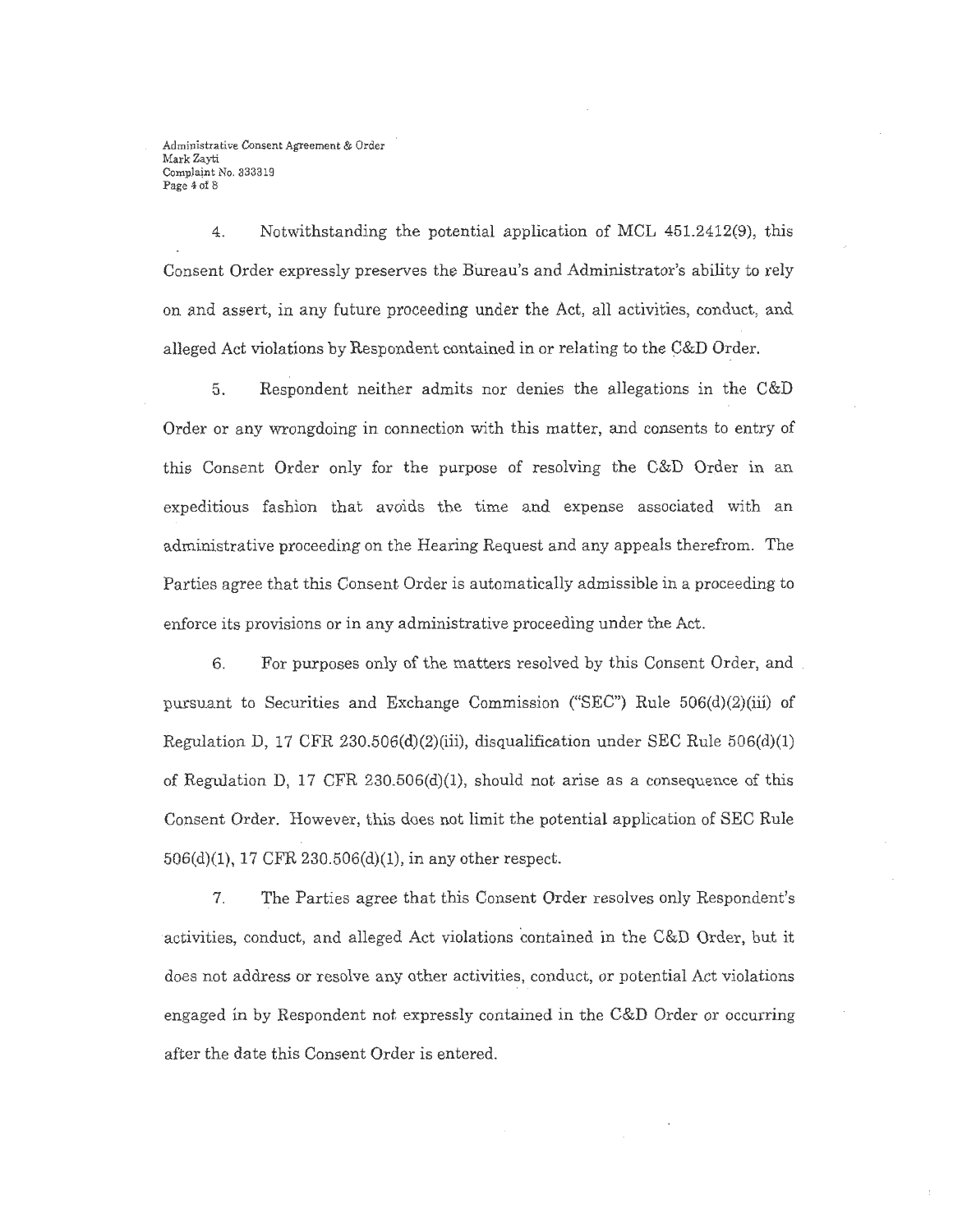4. Notwithstanding the potential application of MCL 451.2412(9), this Consent Order expressly preserves the Bureau's and Administrator's ability to rely on and assert, in any future proceeding under the Act, all activities, conduct, and alleged Act violations by Respondent contained in or relating to the C&D Order.

5. Respondent neither admits nor denies the allegations in the C&D Order or any wrongdoing in connection with this matter, and consents to entry of this Consent Order only for the purpose of resolving the C&D Order in an expeditious fashion that avoids the time and expense associated with an administrative proceeding on the Hearing Request and any appeals therefrom. The Parties agree that this Consent Order is automatically admissible in a proceeding to enforce its provisions or in any administrative proceeding under the Act.

6. For purposes only of the matters resolved by this Consent Order, and pursuant to Securities and Exchange Commission ("SEC") Rule 506(d)(2)(iii) of Regulation D, 17 CFR 230.506(d)(2)(iii), disqualification under SEC Rule 506(d)(1) of Regulation D, 17 CFR 230.506(d)(1), should not arise as a consequence of this Consent Order. However, this does not limit the potential application of SEC Rule 506(d)(1), 17 CFR 230.506(d)(1), in any other respect.

7. The Parties agree that this Consent Order resolves only Respondent's activities, conduct, and alleged Act violations contained in the C&D Order, but it does not address or resolve any other activities, conduct, or potential Act violations engaged in by Respondent not expressly contained in the C&D Order or occurring after the date this Consent Order is entered.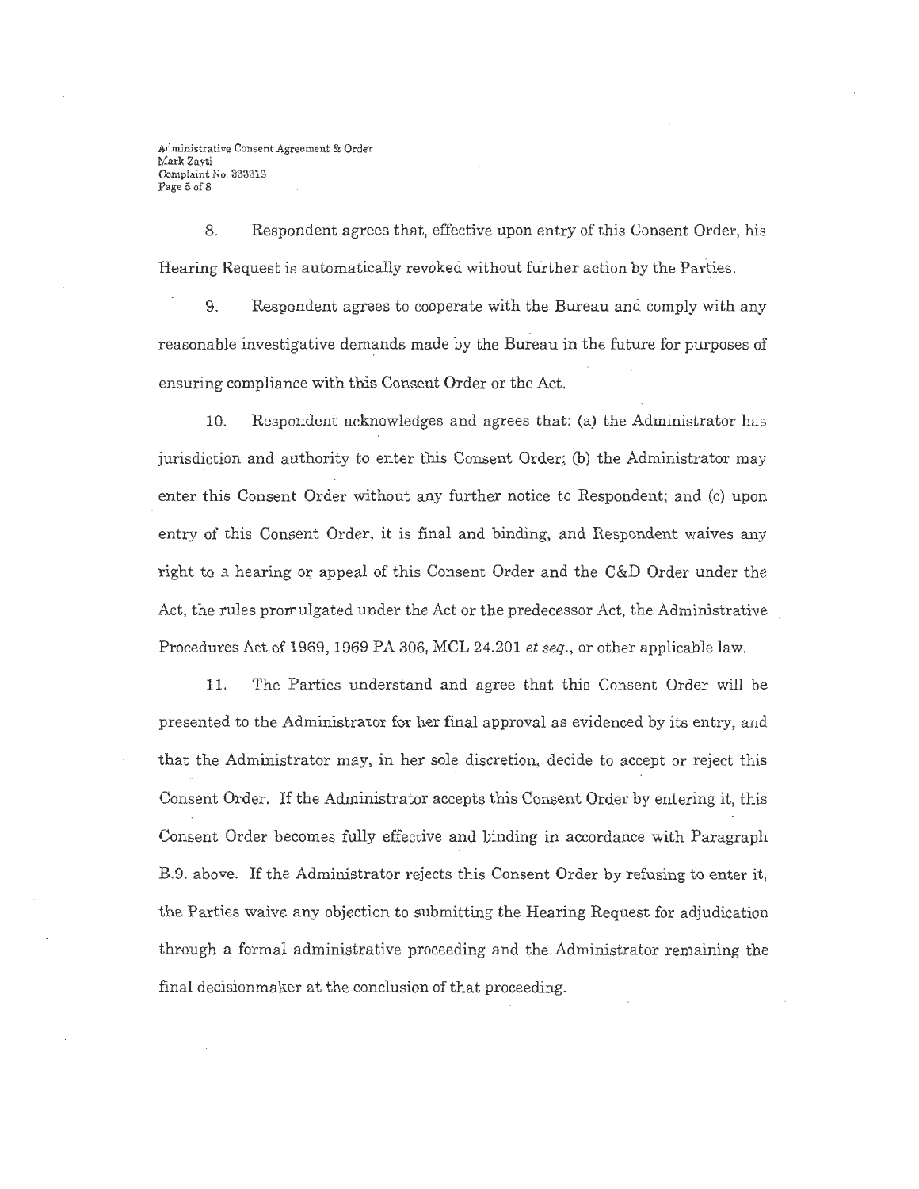8. Respondent agrees that, effective upon entry of this Consent Order, his Hearing Request is automatically revoked without further action by the Parties.

9. Respondent agrees to cooperate with the Bureau and comply with any reasonable investigative demands made by the Bureau in the future for purposes of ensuring compliance with this Consent Order or the Act.

10. Respondent acknowledges and agrees that: (a) the Administrator has jurisdiction and authority to enter this Consent Order; (b) the Administrator may enter this Consent Order without any further notice to Respondent; and (c) upon entry of this Consent Order, it is final and binding, and Respondent waives any right to a hearing or appeal of this Consent Order and the C&D Order under the Act, the rules promulgated under the Act or the predecessor Act, the Administrative Procedures Act of 1969, 1969 PA 306, MCL 24.201 *et seq.*, or other applicable law.

11. The Parties understand and agree that this Consent Order will be presented to the Administrator for her final approval as evidenced by its entry, and that the Administrator may, in her sole discretion, decide to accept or reject this Consent Order. If the Administrator accepts this Consent Order by entering it, this Consent Order becomes fully effective and binding in accordance with Paragraph B.9. above. If the Administrator rejects this Consent Order by refusing to enter it, the Parties waive any objection to submitting the Hearing Request for adjudication through a formal administrative proceeding and the Administrator remaining the final decisionmaker at the conclusion of that proceeding.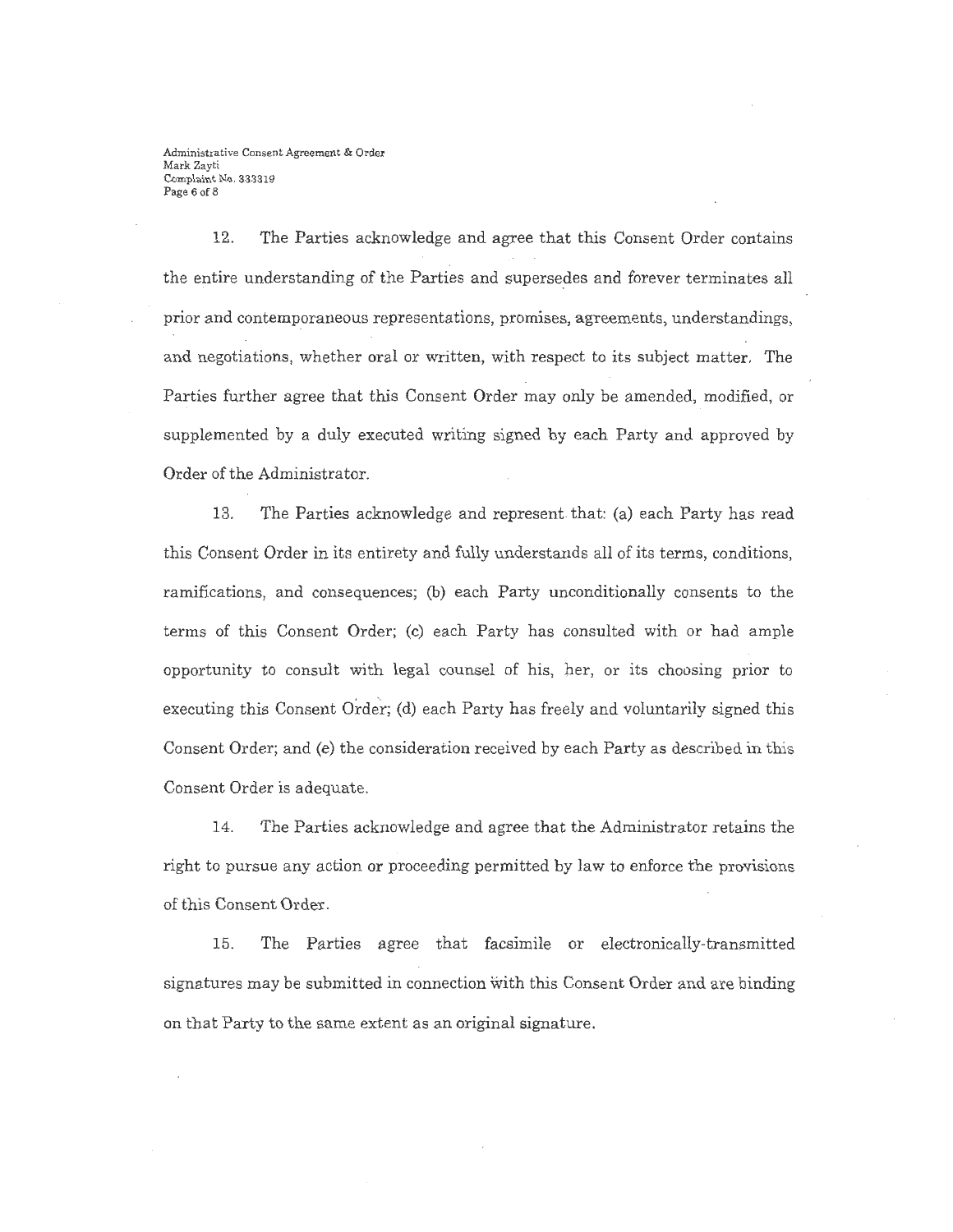12. The Parties acknowledge and agree that this Consent Order contains the entire understanding of the Parties and supersedes and forever terminates all prior and contemporaneous representations, promises, agreements, understandings, and negotiations, whether oral or written, with respect to its subject matter. The Parties further agree that this Consent Order may only be amended, modified, or supplemented by a duly executed writing signed by each Party and approved by Order of the Administrator.

13. The Parties acknowledge and represent that: (a) each Party has read this Consent Order in its entirety and fully understands all of its terms, conditions, ramifications, and consequences; (b) each Party unconditionally consents to the terms of this Consent Order; (c) each Party has consulted with or had ample opportunity to consult with legal counsel of his, her, or its choosing prior to executing this Consent Order; (d) each Party has freely and voluntarily signed this Consent Order; and (e) the consideration received by each Party as described in this Consent Order is adequate.

14. The Parties acknowledge and agree that the Administrator retains the right to pursue any action or proceeding permitted by law to enforce the provisions of this Consent Order.

15. The Parties agree that facsimile or electronically-transmitted signatures may be submitted in connection with this Consent Order and are binding on that Party to the same extent as an original signature.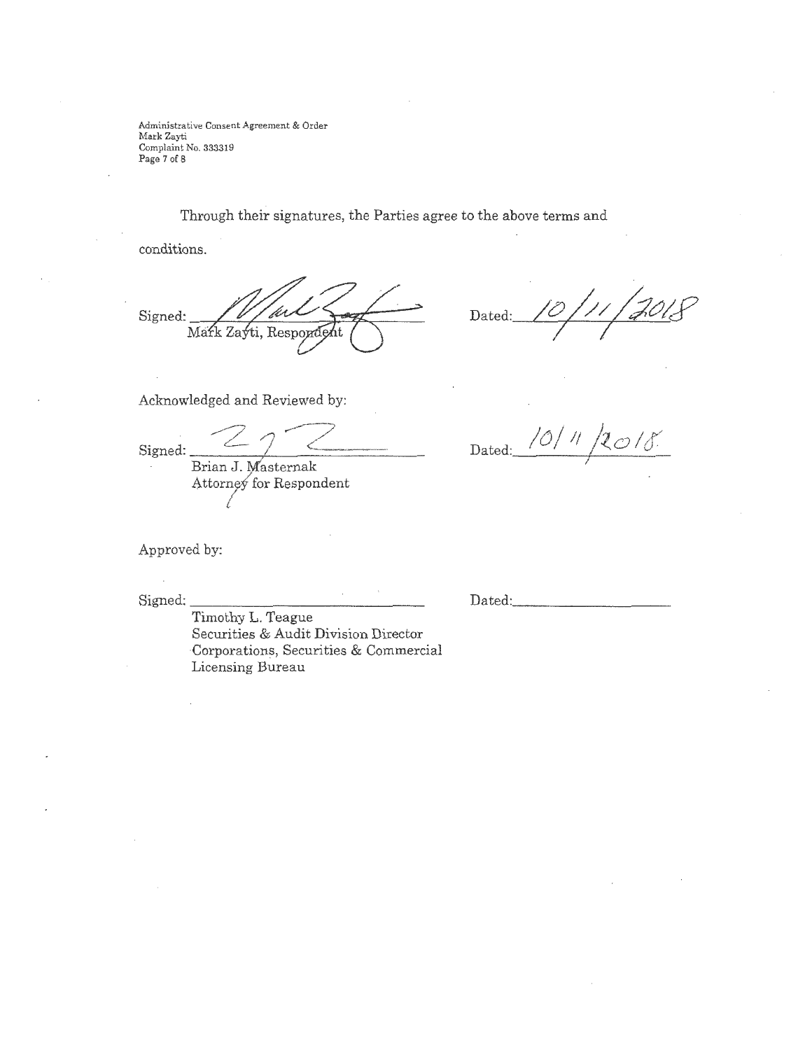Through their signatures, the Parties agree to the above terms and conditions.

Signed: ______________________________ Dated: 10/11/2018
Mark Zayti, Respondent

Acknowledged and Reviewed by:

Signed: ______________________________ Dated: 10/11/2018
Brian J. Masternak
Attorney for Respondent

Approved by:

Signed: ______________________________ Dated: ______________________
Timothy L. Teague
Securities & Audit Division Director
Corporations, Securities & Commercial
Licensing Bureau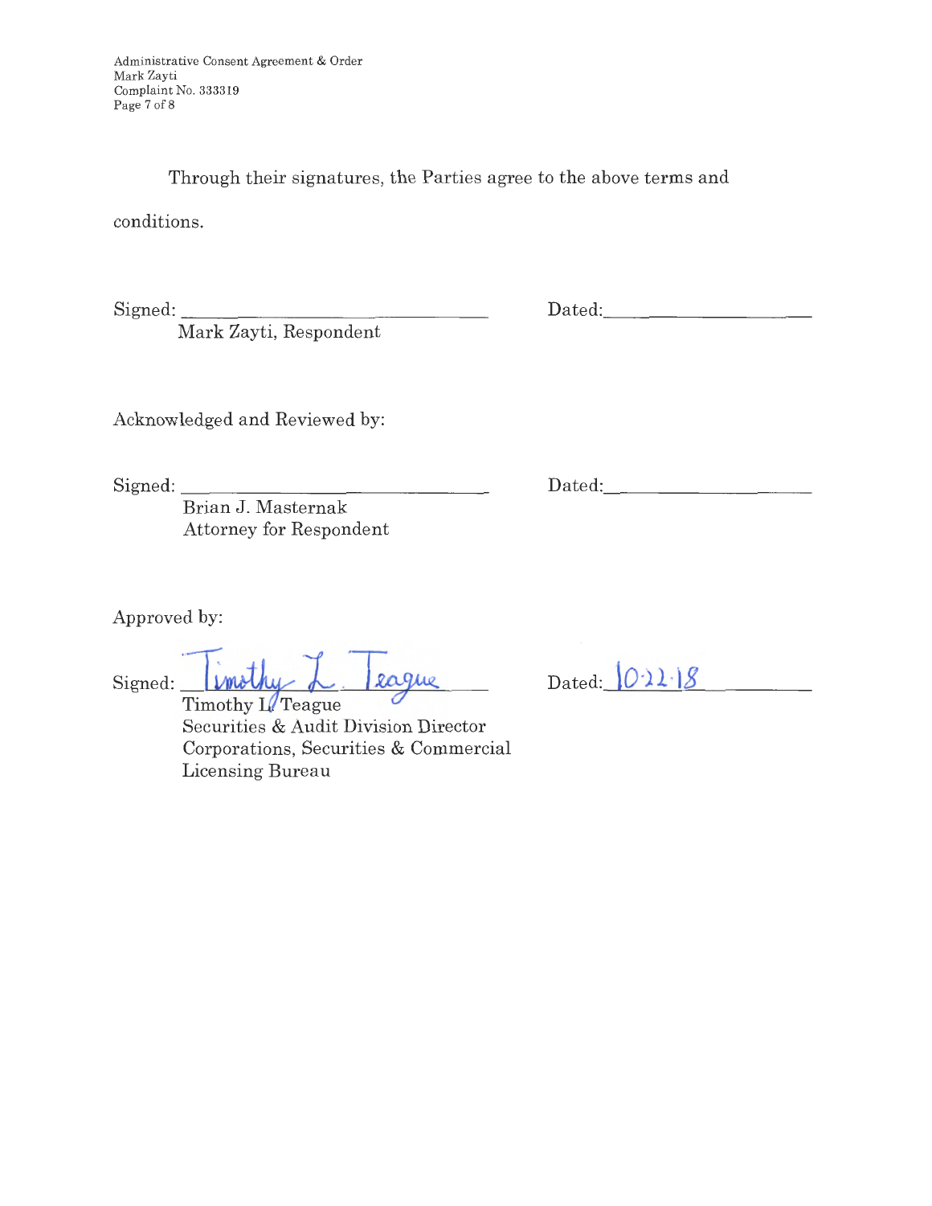Through their signatures, the Parties agree to the above terms and conditions.

Signed: ______________________________ Dated: ____________________
Mark Zayti, Respondent

Acknowledged and Reviewed by:

Signed: ______________________________ Dated: ____________________
Brian J. Masternak
Attorney for Respondent

Approved by:

Signed: Timothy L. Teague Dated: 10-22-18
Timothy L. Teague
Securities & Audit Division Director
Corporations, Securities & Commercial Licensing Bureau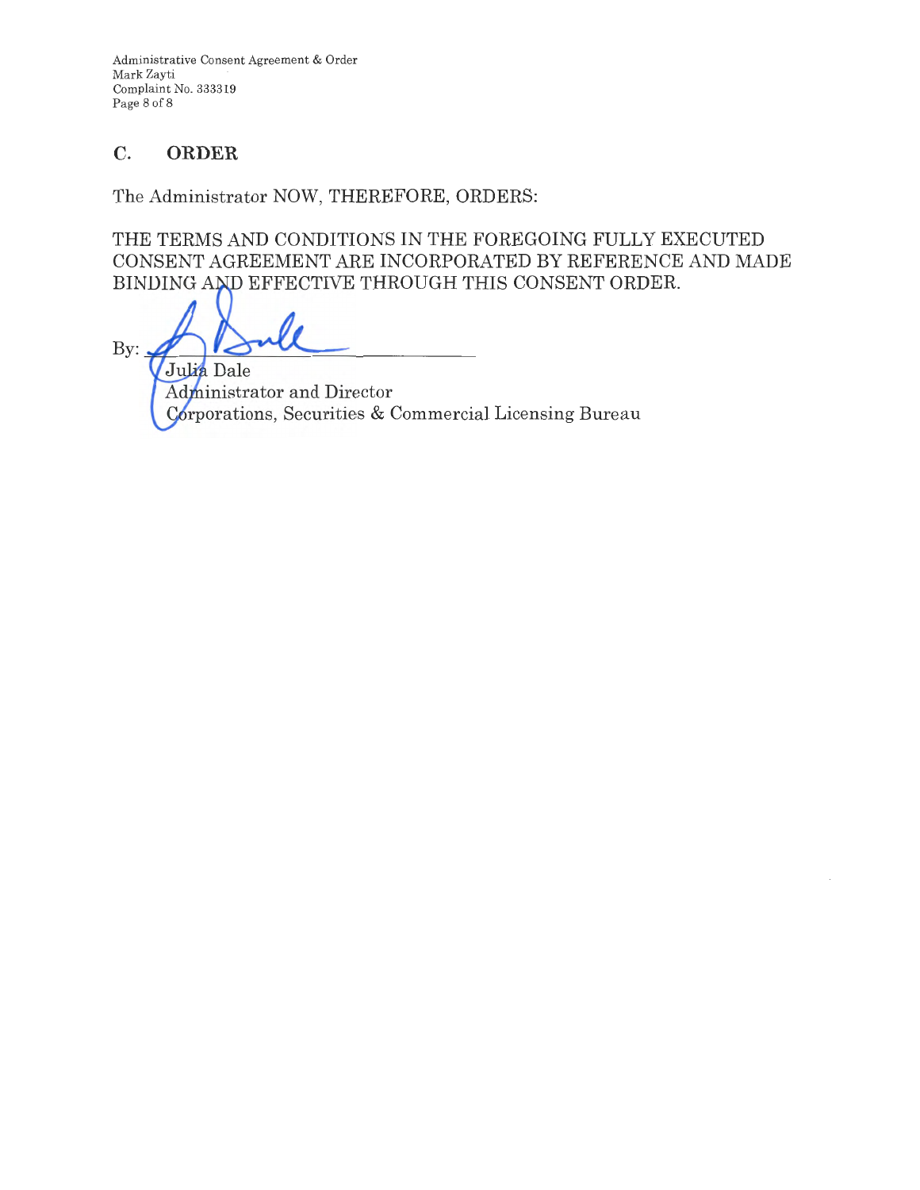## C. ORDER

The Administrator NOW, THEREFORE, ORDERS:

THE TERMS AND CONDITIONS IN THE FOREGOING FULLY EXECUTED CONSENT AGREEMENT ARE INCORPORATED BY REFERENCE AND MADE BINDING AND EFFECTIVE THROUGH THIS CONSENT ORDER.

By: ______________________________

Julia Dale
Administrator and Director
Corporations, Securities & Commercial Licensing Bureau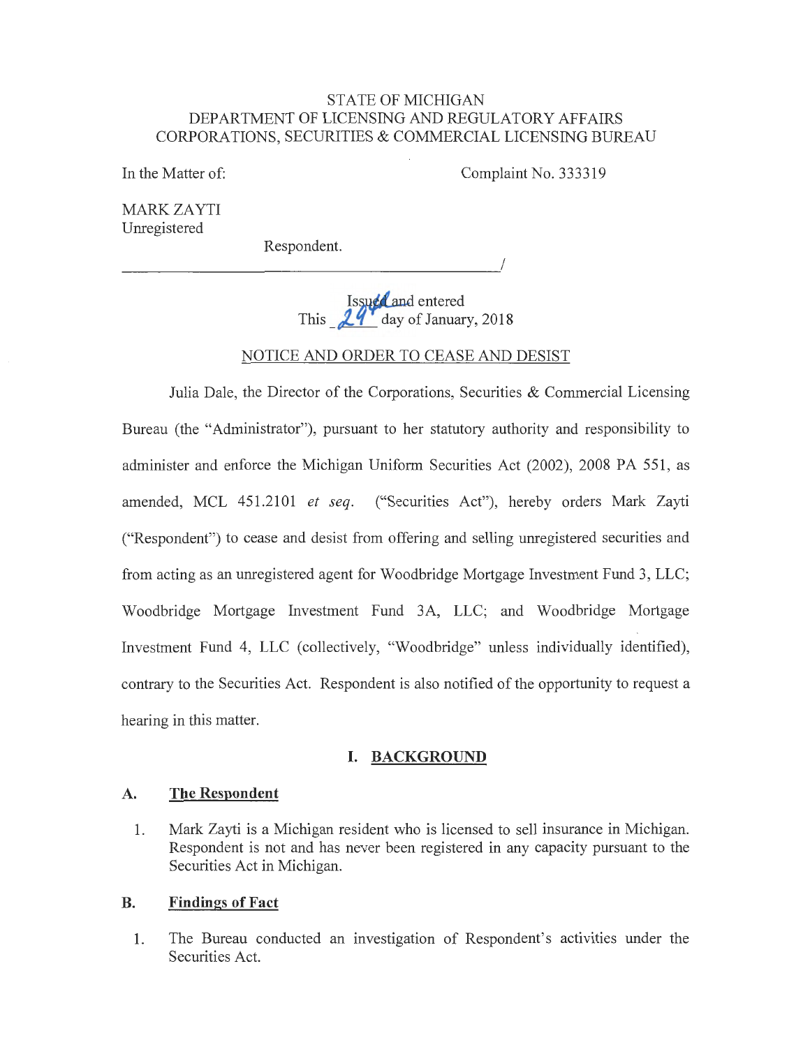STATE OF MICHIGAN
DEPARTMENT OF LICENSING AND REGULATORY AFFAIRS
CORPORATIONS, SECURITIES & COMMERCIAL LICENSING BUREAU

In the Matter of:

Complaint No. 333319

MARK ZAYTI
Unregistered

Respondent.

_______________________________________________/

Issued and entered
This 29th day of January, 2018

NOTICE AND ORDER TO CEASE AND DESIST

Julia Dale, the Director of the Corporations, Securities & Commercial Licensing Bureau (the "Administrator"), pursuant to her statutory authority and responsibility to administer and enforce the Michigan Uniform Securities Act (2002), 2008 PA 551, as amended, MCL 451.2101 *et seq.* ("Securities Act"), hereby orders Mark Zayti ("Respondent") to cease and desist from offering and selling unregistered securities and from acting as an unregistered agent for Woodbridge Mortgage Investment Fund 3, LLC; Woodbridge Mortgage Investment Fund 3A, LLC; and Woodbridge Mortgage Investment Fund 4, LLC (collectively, "Woodbridge" unless individually identified), contrary to the Securities Act. Respondent is also notified of the opportunity to request a hearing in this matter.

## I. BACKGROUND

### A. The Respondent

1. Mark Zayti is a Michigan resident who is licensed to sell insurance in Michigan. Respondent is not and has never been registered in any capacity pursuant to the Securities Act in Michigan.

### B. Findings of Fact

1. The Bureau conducted an investigation of Respondent's activities under the Securities Act.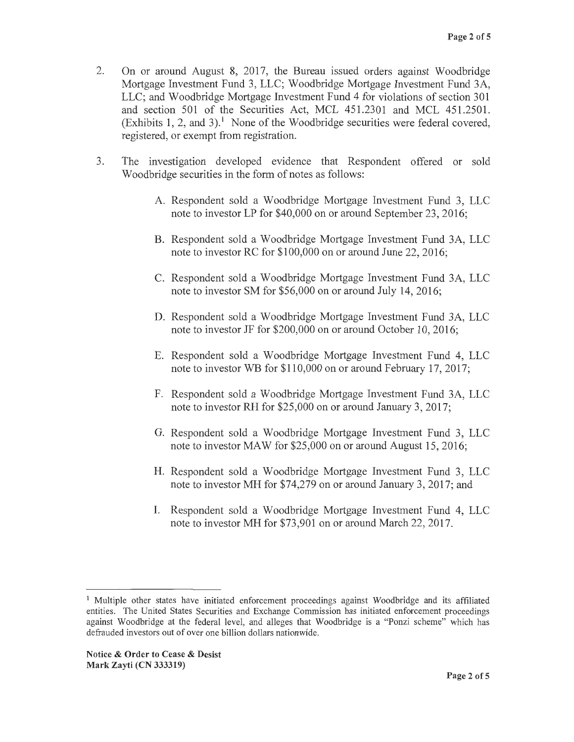2. On or around August 8, 2017, the Bureau issued orders against Woodbridge Mortgage Investment Fund 3, LLC; Woodbridge Mortgage Investment Fund 3A, LLC; and Woodbridge Mortgage Investment Fund 4 for violations of section 301 and section 501 of the Securities Act, MCL 451.2301 and MCL 451.2501. (Exhibits 1, 2, and 3).[1] None of the Woodbridge securities were federal covered, registered, or exempt from registration.

3. The investigation developed evidence that Respondent offered or sold Woodbridge securities in the form of notes as follows:

   A. Respondent sold a Woodbridge Mortgage Investment Fund 3, LLC note to investor LP for $40,000 on or around September 23, 2016;

   B. Respondent sold a Woodbridge Mortgage Investment Fund 3A, LLC note to investor RC for $100,000 on or around June 22, 2016;

   C. Respondent sold a Woodbridge Mortgage Investment Fund 3A, LLC note to investor SM for $56,000 on or around July 14, 2016;

   D. Respondent sold a Woodbridge Mortgage Investment Fund 3A, LLC note to investor JF for $200,000 on or around October 10, 2016;

   E. Respondent sold a Woodbridge Mortgage Investment Fund 4, LLC note to investor WB for $110,000 on or around February 17, 2017;

   F. Respondent sold a Woodbridge Mortgage Investment Fund 3A, LLC note to investor RH for $25,000 on or around January 3, 2017;

   G. Respondent sold a Woodbridge Mortgage Investment Fund 3, LLC note to investor MAW for $25,000 on or around August 15, 2016;

   H. Respondent sold a Woodbridge Mortgage Investment Fund 3, LLC note to investor MH for $74,279 on or around January 3, 2017; and

   I. Respondent sold a Woodbridge Mortgage Investment Fund 4, LLC note to investor MH for $73,901 on or around March 22, 2017.

[1] Multiple other states have initiated enforcement proceedings against Woodbridge and its affiliated entities. The United States Securities and Exchange Commission has initiated enforcement proceedings against Woodbridge at the federal level, and alleges that Woodbridge is a "Ponzi scheme" which has defrauded investors out of over one billion dollars nationwide.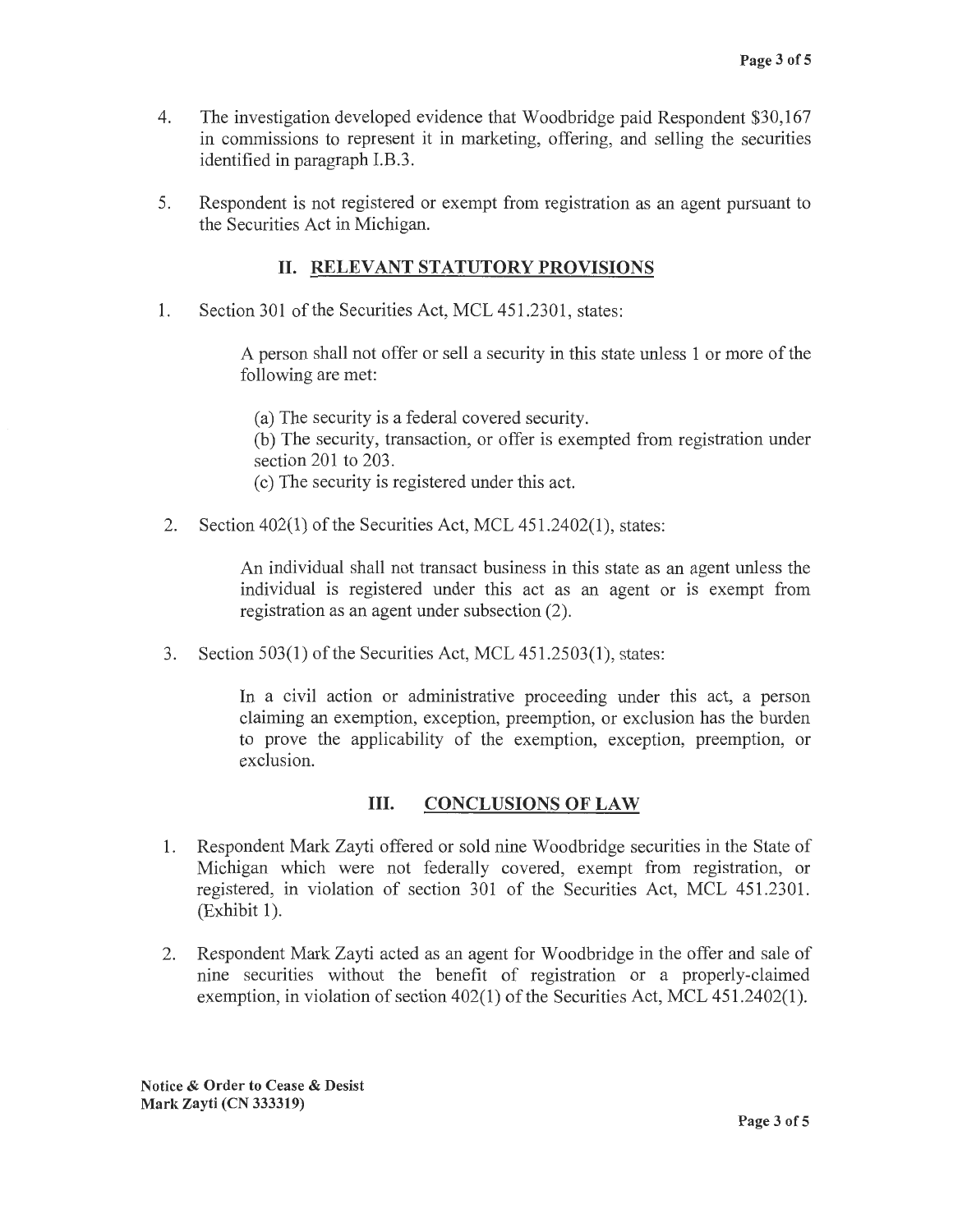4. The investigation developed evidence that Woodbridge paid Respondent $30,167 in commissions to represent it in marketing, offering, and selling the securities identified in paragraph I.B.3.

5. Respondent is not registered or exempt from registration as an agent pursuant to the Securities Act in Michigan.

## II. RELEVANT STATUTORY PROVISIONS

1. Section 301 of the Securities Act, MCL 451.2301, states:

   > A person shall not offer or sell a security in this state unless 1 or more of the following are met:
   >
   > (a) The security is a federal covered security.
   > (b) The security, transaction, or offer is exempted from registration under section 201 to 203.
   > (c) The security is registered under this act.

2. Section 402(1) of the Securities Act, MCL 451.2402(1), states:

   > An individual shall not transact business in this state as an agent unless the individual is registered under this act as an agent or is exempt from registration as an agent under subsection (2).

3. Section 503(1) of the Securities Act, MCL 451.2503(1), states:

   > In a civil action or administrative proceeding under this act, a person claiming an exemption, exception, preemption, or exclusion has the burden to prove the applicability of the exemption, exception, preemption, or exclusion.

## III. CONCLUSIONS OF LAW

1. Respondent Mark Zayti offered or sold nine Woodbridge securities in the State of Michigan which were not federally covered, exempt from registration, or registered, in violation of section 301 of the Securities Act, MCL 451.2301. (Exhibit 1).

2. Respondent Mark Zayti acted as an agent for Woodbridge in the offer and sale of nine securities without the benefit of registration or a properly-claimed exemption, in violation of section 402(1) of the Securities Act, MCL 451.2402(1).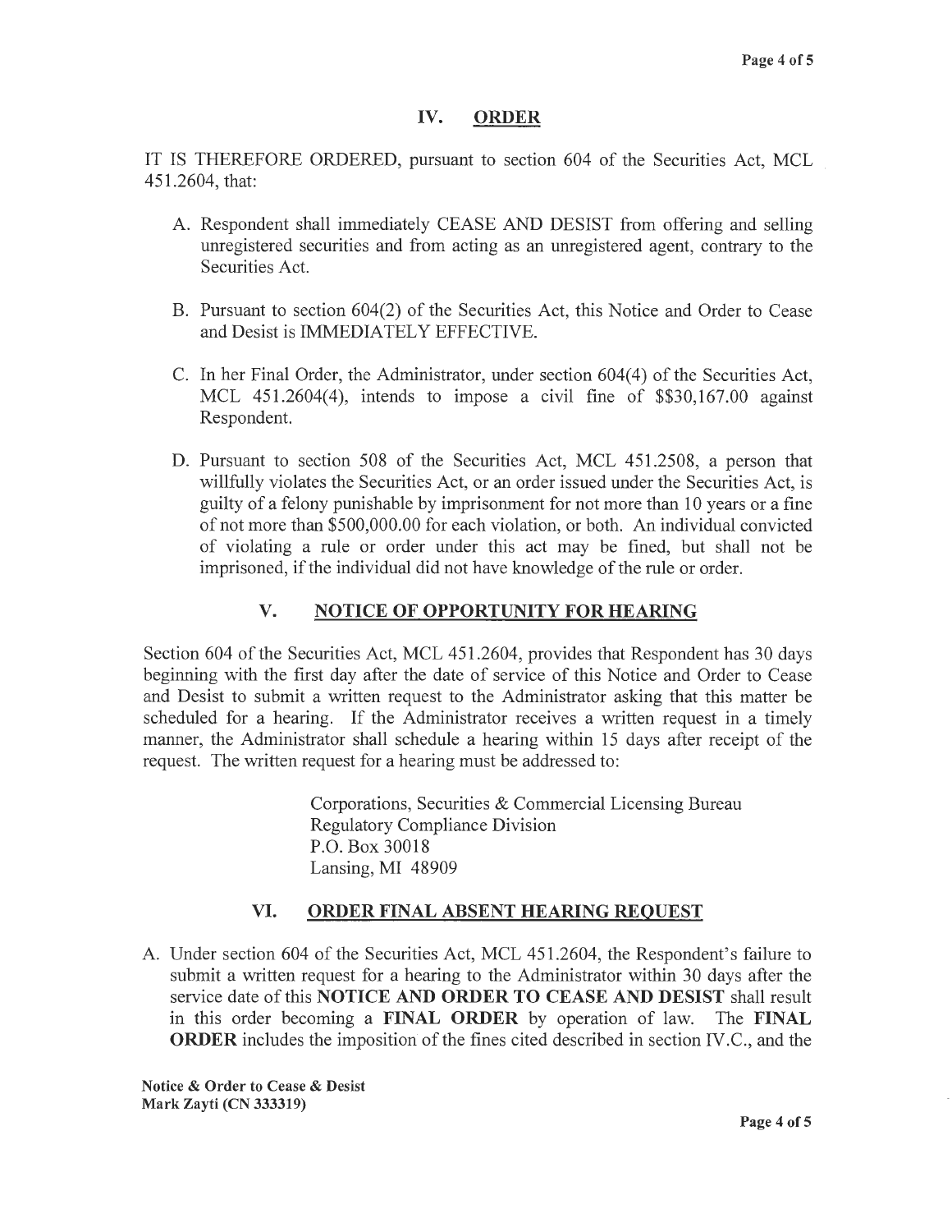## IV. ORDER

IT IS THEREFORE ORDERED, pursuant to section 604 of the Securities Act, MCL 451.2604, that:

A. Respondent shall immediately CEASE AND DESIST from offering and selling unregistered securities and from acting as an unregistered agent, contrary to the Securities Act.

B. Pursuant to section 604(2) of the Securities Act, this Notice and Order to Cease and Desist is IMMEDIATELY EFFECTIVE.

C. In her Final Order, the Administrator, under section 604(4) of the Securities Act, MCL 451.2604(4), intends to impose a civil fine of $$30,167.00 against Respondent.

D. Pursuant to section 508 of the Securities Act, MCL 451.2508, a person that willfully violates the Securities Act, or an order issued under the Securities Act, is guilty of a felony punishable by imprisonment for not more than 10 years or a fine of not more than $500,000.00 for each violation, or both. An individual convicted of violating a rule or order under this act may be fined, but shall not be imprisoned, if the individual did not have knowledge of the rule or order.

## V. NOTICE OF OPPORTUNITY FOR HEARING

Section 604 of the Securities Act, MCL 451.2604, provides that Respondent has 30 days beginning with the first day after the date of service of this Notice and Order to Cease and Desist to submit a written request to the Administrator asking that this matter be scheduled for a hearing. If the Administrator receives a written request in a timely manner, the Administrator shall schedule a hearing within 15 days after receipt of the request. The written request for a hearing must be addressed to:

Corporations, Securities & Commercial Licensing Bureau
Regulatory Compliance Division
P.O. Box 30018
Lansing, MI 48909

## VI. ORDER FINAL ABSENT HEARING REQUEST

A. Under section 604 of the Securities Act, MCL 451.2604, the Respondent's failure to submit a written request for a hearing to the Administrator within 30 days after the service date of this **NOTICE AND ORDER TO CEASE AND DESIST** shall result in this order becoming a **FINAL ORDER** by operation of law. The **FINAL ORDER** includes the imposition of the fines cited described in section IV.C., and the

**Notice & Order to Cease & Desist**
**Mark Zayti (CN 333319)**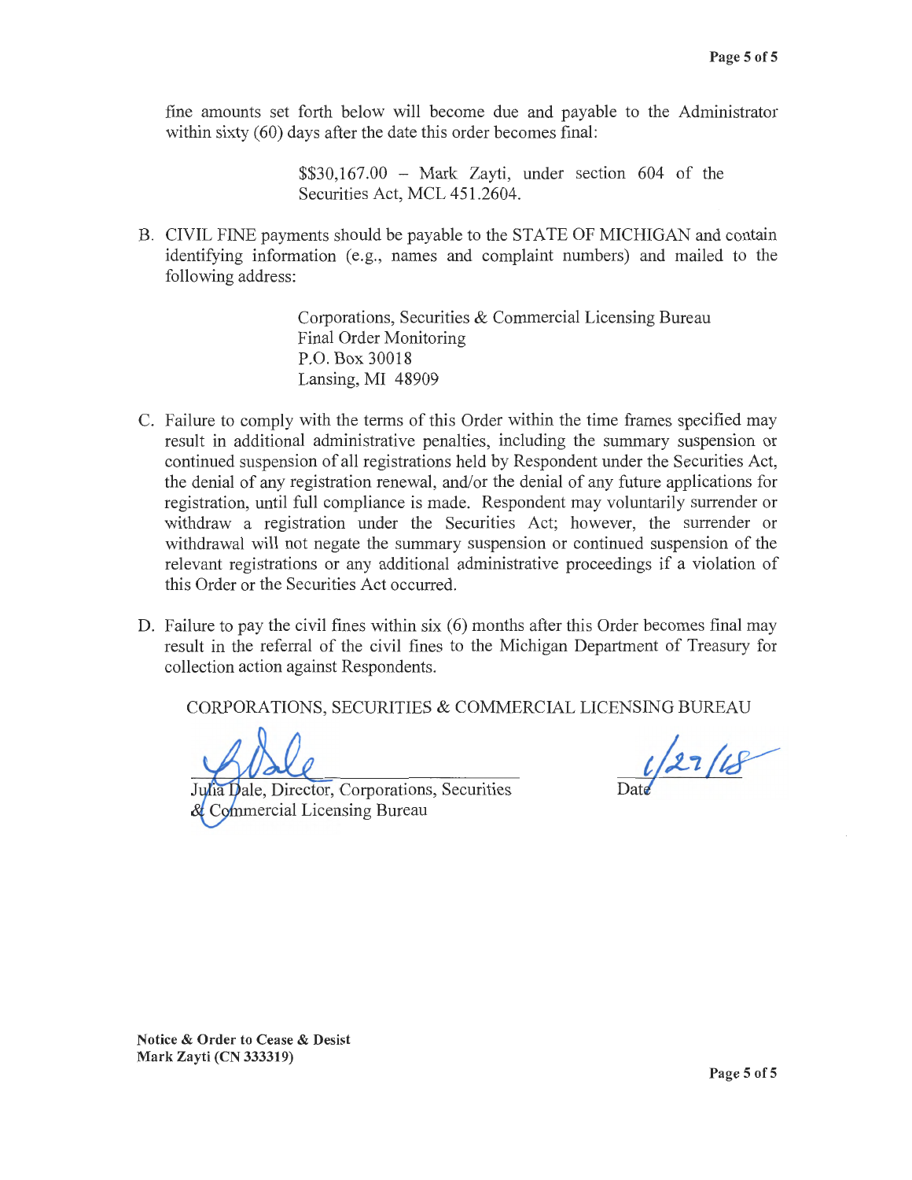fine amounts set forth below will become due and payable to the Administrator within sixty (60) days after the date this order becomes final:

> $$30,167.00 – Mark Zayti, under section 604 of the Securities Act, MCL 451.2604.

B. CIVIL FINE payments should be payable to the STATE OF MICHIGAN and contain identifying information (e.g., names and complaint numbers) and mailed to the following address:

> Corporations, Securities & Commercial Licensing Bureau
> Final Order Monitoring
> P.O. Box 30018
> Lansing, MI 48909

C. Failure to comply with the terms of this Order within the time frames specified may result in additional administrative penalties, including the summary suspension or continued suspension of all registrations held by Respondent under the Securities Act, the denial of any registration renewal, and/or the denial of any future applications for registration, until full compliance is made. Respondent may voluntarily surrender or withdraw a registration under the Securities Act; however, the surrender or withdrawal will not negate the summary suspension or continued suspension of the relevant registrations or any additional administrative proceedings if a violation of this Order or the Securities Act occurred.

D. Failure to pay the civil fines within six (6) months after this Order becomes final may result in the referral of the civil fines to the Michigan Department of Treasury for collection action against Respondents.

CORPORATIONS, SECURITIES & COMMERCIAL LICENSING BUREAU

Julia Dale, Director, Corporations, Securities & Commercial Licensing Bureau

6/27/18
Date

Notice & Order to Cease & Desist
Mark Zayti (CN 333319)